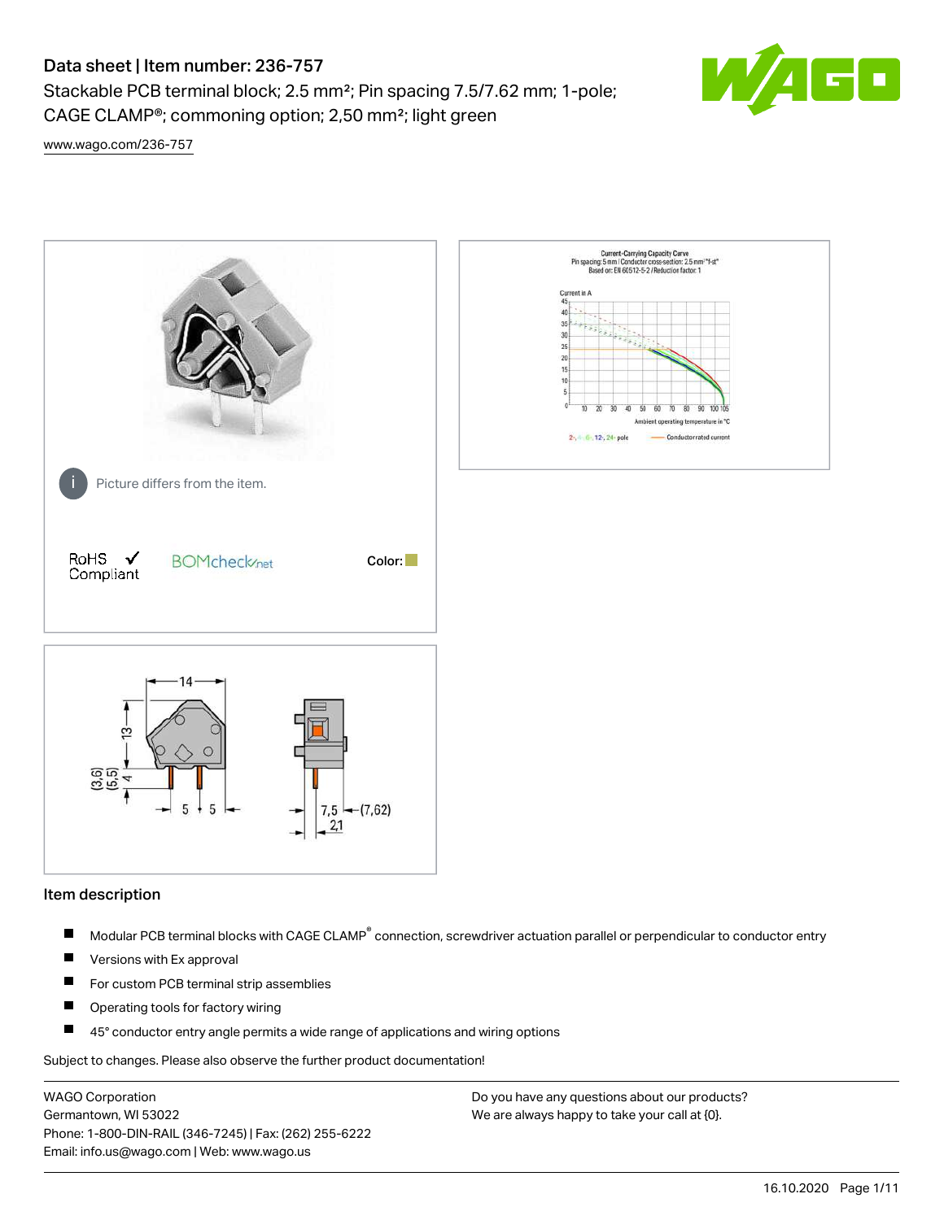# Data sheet | Item number: 236-757

Stackable PCB terminal block; 2.5 mm²; Pin spacing 7.5/7.62 mm; 1-pole; CAGE CLAMP®; commoning option; 2,50 mm²; light green

www.wago.com/236-757

Picture differs from the item.

RoHS Compliant

BOMcheck.net

Color:

## Item description

- Modular PCB terminal blocks with CAGE CLAMP® connection, screwdriver actuation parallel or perpendicular to conductor entry
- Versions with Ex approval
- For custom PCB terminal strip assemblies
- Operating tools for factory wiring
- 45° conductor entry angle permits a wide range of applications and wiring options

Subject to changes. Please also observe the further product documentation!

WAGO Corporation
Germantown, WI 53022
Phone: 1-800-DIN-RAIL (346-7245) | Fax: (262) 255-6222
Email: info.us@wago.com | Web: www.wago.us

Do you have any questions about our products?
We are always happy to take your call at {0}.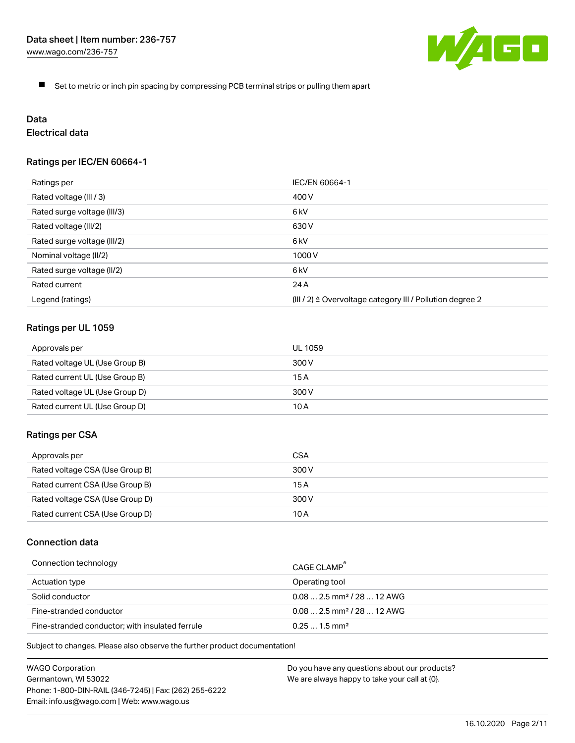- Set to metric or inch pin spacing by compressing PCB terminal strips or pulling them apart

## Data

### Electrical data

#### Ratings per IEC/EN 60664-1

| Ratings per | IEC/EN 60664-1 |
| --- | --- |
| Rated voltage (III / 3) | 400 V |
| Rated surge voltage (III/3) | 6 kV |
| Rated voltage (III/2) | 630 V |
| Rated surge voltage (III/2) | 6 kV |
| Nominal voltage (II/2) | 1000 V |
| Rated surge voltage (II/2) | 6 kV |
| Rated current | 24 A |
| Legend (ratings) | (III / 2) ≙ Overvoltage category III / Pollution degree 2 |

#### Ratings per UL 1059

| Approvals per | UL 1059 |
| --- | --- |
| Rated voltage UL (Use Group B) | 300 V |
| Rated current UL (Use Group B) | 15 A |
| Rated voltage UL (Use Group D) | 300 V |
| Rated current UL (Use Group D) | 10 A |

#### Ratings per CSA

| Approvals per | CSA |
| --- | --- |
| Rated voltage CSA (Use Group B) | 300 V |
| Rated current CSA (Use Group B) | 15 A |
| Rated voltage CSA (Use Group D) | 300 V |
| Rated current CSA (Use Group D) | 10 A |

### Connection data

| Connection technology | CAGE CLAMP® |
| --- | --- |
| Actuation type | Operating tool |
| Solid conductor | 0.08 … 2.5 mm² / 28 … 12 AWG |
| Fine-stranded conductor | 0.08 … 2.5 mm² / 28 … 12 AWG |
| Fine-stranded conductor; with insulated ferrule | 0.25 … 1.5 mm² |

Subject to changes. Please also observe the further product documentation!

WAGO Corporation
Germantown, WI 53022
Phone: 1-800-DIN-RAIL (346-7245) | Fax: (262) 255-6222
Email: info.us@wago.com | Web: www.wago.us

Do you have any questions about our products?
We are always happy to take your call at {0}.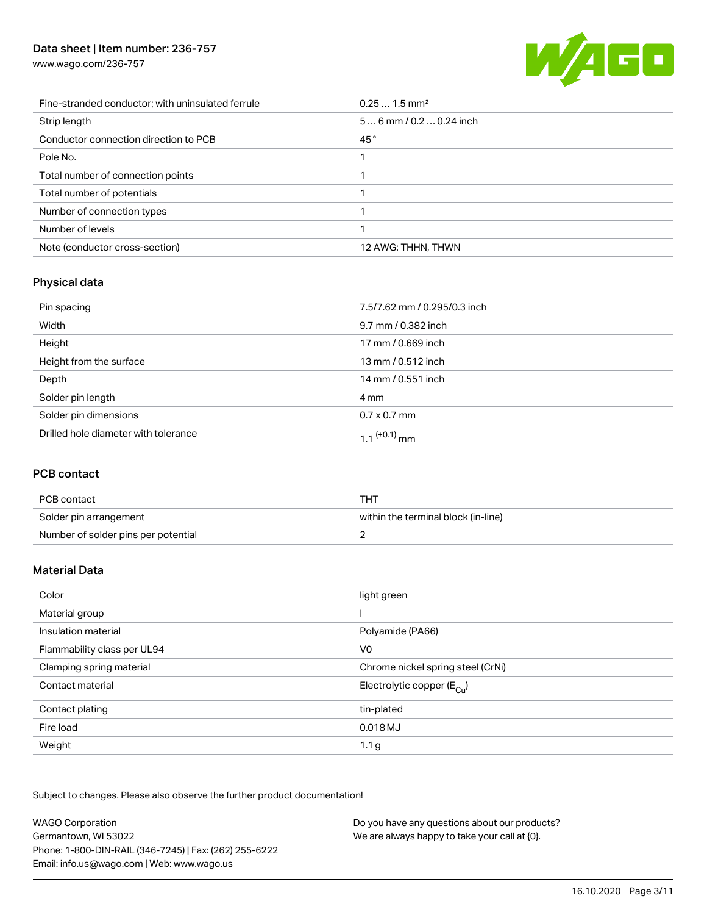| | |
|---|---|
| Fine-stranded conductor; with uninsulated ferrule | 0.25 … 1.5 mm² |
| Strip length | 5 … 6 mm / 0.2 … 0.24 inch |
| Conductor connection direction to PCB | 45 ° |
| Pole No. | 1 |
| Total number of connection points | 1 |
| Total number of potentials | 1 |
| Number of connection types | 1 |
| Number of levels | 1 |
| Note (conductor cross-section) | 12 AWG: THHN, THWN |

## Physical data

| | |
|---|---|
| Pin spacing | 7.5/7.62 mm / 0.295/0.3 inch |
| Width | 9.7 mm / 0.382 inch |
| Height | 17 mm / 0.669 inch |
| Height from the surface | 13 mm / 0.512 inch |
| Depth | 14 mm / 0.551 inch |
| Solder pin length | 4 mm |
| Solder pin dimensions | 0.7 x 0.7 mm |
| Drilled hole diameter with tolerance | $1.1^{(+0.1)}$ mm |

## PCB contact

| | |
|---|---|
| PCB contact | THT |
| Solder pin arrangement | within the terminal block (in-line) |
| Number of solder pins per potential | 2 |

## Material Data

| | |
|---|---|
| Color | light green |
| Material group | I |
| Insulation material | Polyamide (PA66) |
| Flammability class per UL94 | V0 |
| Clamping spring material | Chrome nickel spring steel (CrNi) |
| Contact material | Electrolytic copper ($E_{Cu}$) |
| Contact plating | tin-plated |
| Fire load | 0.018 MJ |
| Weight | 1.1 g |

Subject to changes. Please also observe the further product documentation!

WAGO Corporation
Germantown, WI 53022
Phone: 1-800-DIN-RAIL (346-7245) | Fax: (262) 255-6222
Email: info.us@wago.com | Web: www.wago.us

Do you have any questions about our products?
We are always happy to take your call at {0}.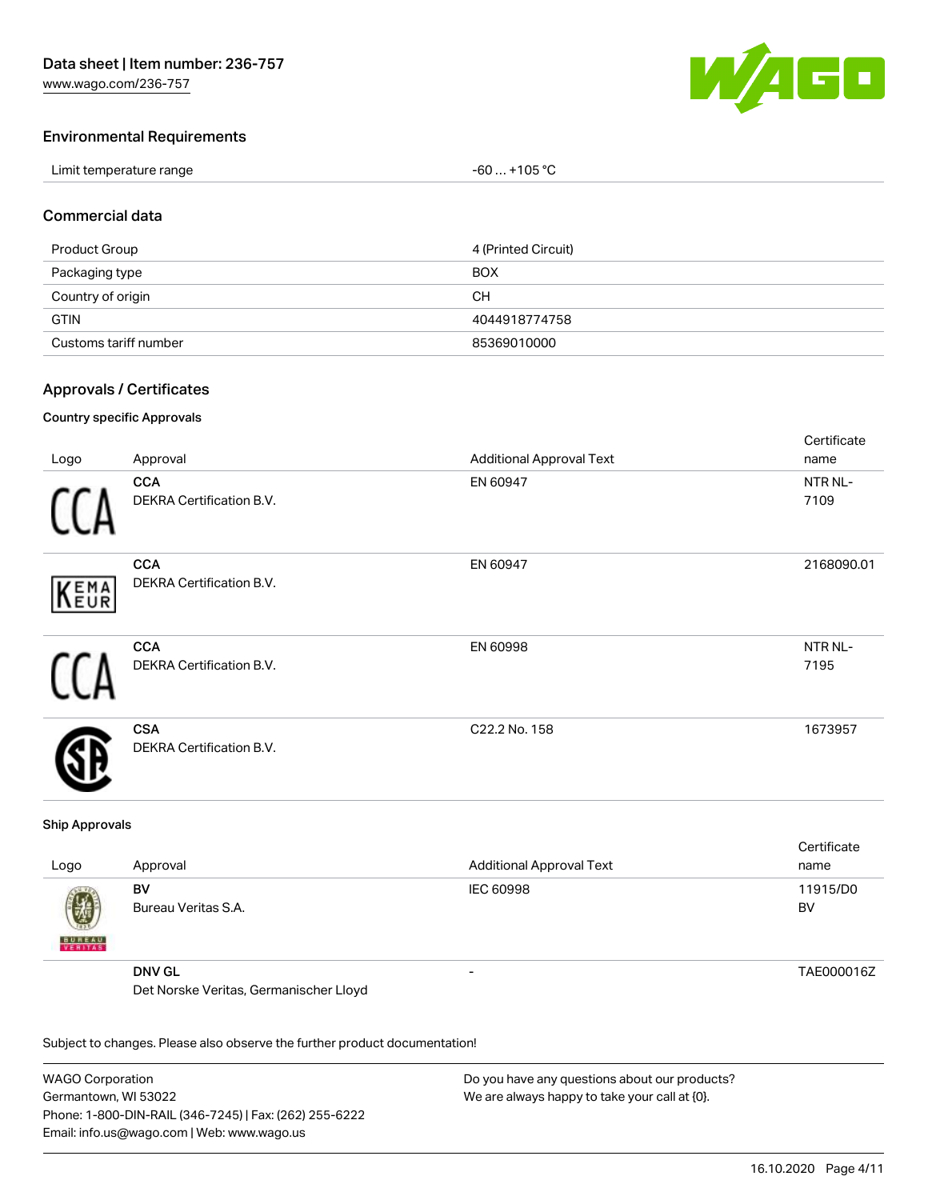## Environmental Requirements

| | |
|---|---|
| Limit temperature range | -60 … +105 °C |

## Commercial data

| | |
|---|---|
| Product Group | 4 (Printed Circuit) |
| Packaging type | BOX |
| Country of origin | CH |
| GTIN | 4044918774758 |
| Customs tariff number | 85369010000 |

## Approvals / Certificates

### Country specific Approvals

| Logo | Approval | Additional Approval Text | Certificate name |
|---|---|---|---|
| | **CCA**<br>DEKRA Certification B.V. | EN 60947 | NTR NL-7109 |
| | **CCA**<br>DEKRA Certification B.V. | EN 60947 | 2168090.01 |
| | **CCA**<br>DEKRA Certification B.V. | EN 60998 | NTR NL-7195 |
| | **CSA**<br>DEKRA Certification B.V. | C22.2 No. 158 | 1673957 |

### Ship Approvals

| Logo | Approval | Additional Approval Text | Certificate name |
|---|---|---|---|
| | **BV**<br>Bureau Veritas S.A. | IEC 60998 | 11915/D0 BV |
| | **DNV GL**<br>Det Norske Veritas, Germanischer Lloyd | - | TAE000016Z |

Subject to changes. Please also observe the further product documentation!

WAGO Corporation
Germantown, WI 53022
Phone: 1-800-DIN-RAIL (346-7245) | Fax: (262) 255-6222
Email: info.us@wago.com | Web: www.wago.us

Do you have any questions about our products?
We are always happy to take your call at {0}.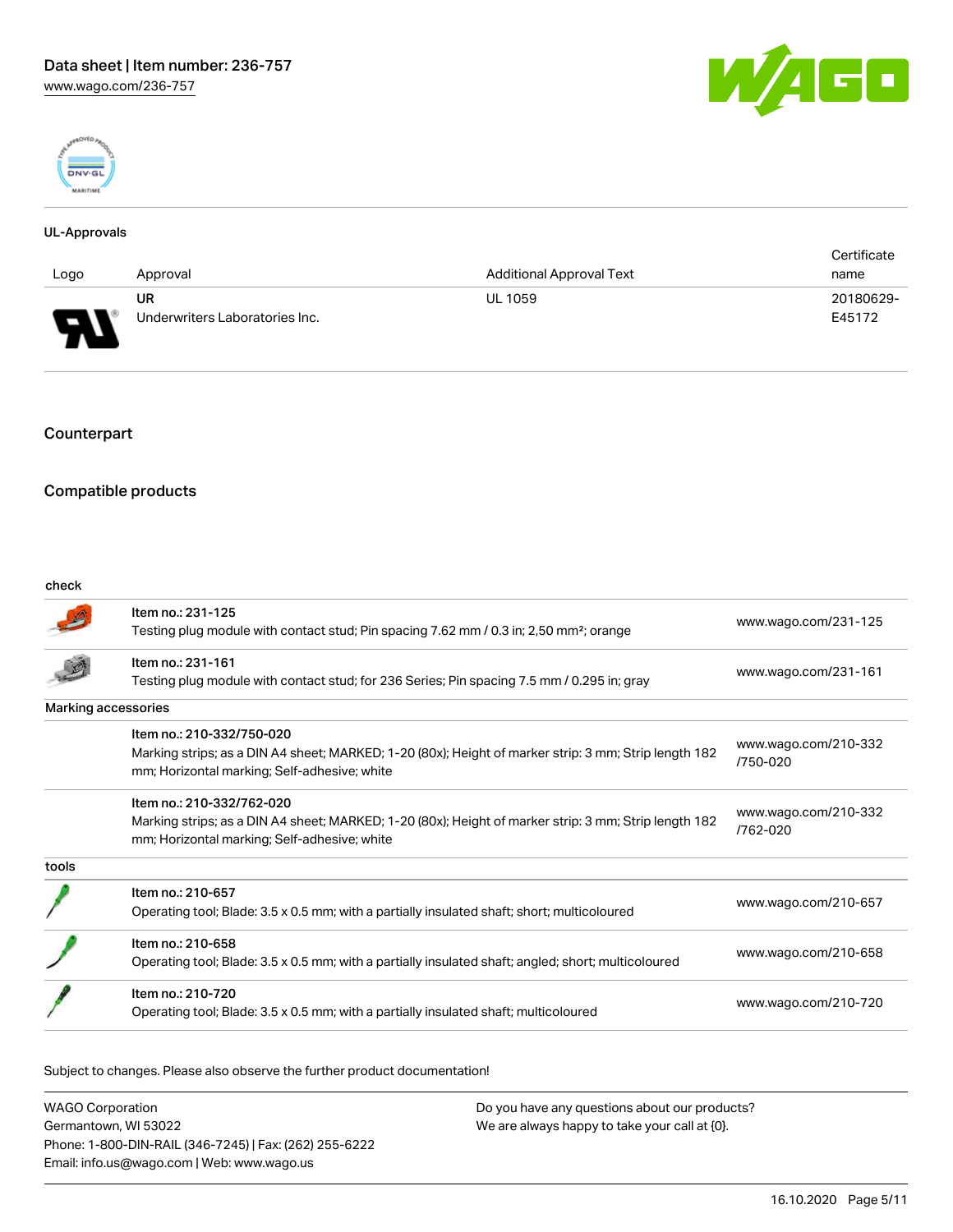Data sheet | Item number: 236-757
www.wago.com/236-757

### UL-Approvals

| Logo | Approval | Additional Approval Text | Certificate name |
| --- | --- | --- | --- |
| | UR<br>Underwriters Laboratories Inc. | UL 1059 | 20180629-E45172 |

## Counterpart

## Compatible products

| check | | |
| --- | --- | --- |
| | Item no.: 231-125<br>Testing plug module with contact stud; Pin spacing 7.62 mm / 0.3 in; 2,50 mm²; orange | www.wago.com/231-125 |
| | Item no.: 231-161<br>Testing plug module with contact stud; for 236 Series; Pin spacing 7.5 mm / 0.295 in; gray | www.wago.com/231-161 |
| **Marking accessories** | | |
| | Item no.: 210-332/750-020<br>Marking strips; as a DIN A4 sheet; MARKED; 1-20 (80x); Height of marker strip: 3 mm; Strip length 182 mm; Horizontal marking; Self-adhesive; white | www.wago.com/210-332/750-020 |
| | Item no.: 210-332/762-020<br>Marking strips; as a DIN A4 sheet; MARKED; 1-20 (80x); Height of marker strip: 3 mm; Strip length 182 mm; Horizontal marking; Self-adhesive; white | www.wago.com/210-332/762-020 |
| **tools** | | |
| | Item no.: 210-657<br>Operating tool; Blade: 3.5 x 0.5 mm; with a partially insulated shaft; short; multicoloured | www.wago.com/210-657 |
| | Item no.: 210-658<br>Operating tool; Blade: 3.5 x 0.5 mm; with a partially insulated shaft; angled; short; multicoloured | www.wago.com/210-658 |
| | Item no.: 210-720<br>Operating tool; Blade: 3.5 x 0.5 mm; with a partially insulated shaft; multicoloured | www.wago.com/210-720 |

Subject to changes. Please also observe the further product documentation!

WAGO Corporation
Germantown, WI 53022
Phone: 1-800-DIN-RAIL (346-7245) | Fax: (262) 255-6222
Email: info.us@wago.com | Web: www.wago.us

Do you have any questions about our products?
We are always happy to take your call at {0}.

16.10.2020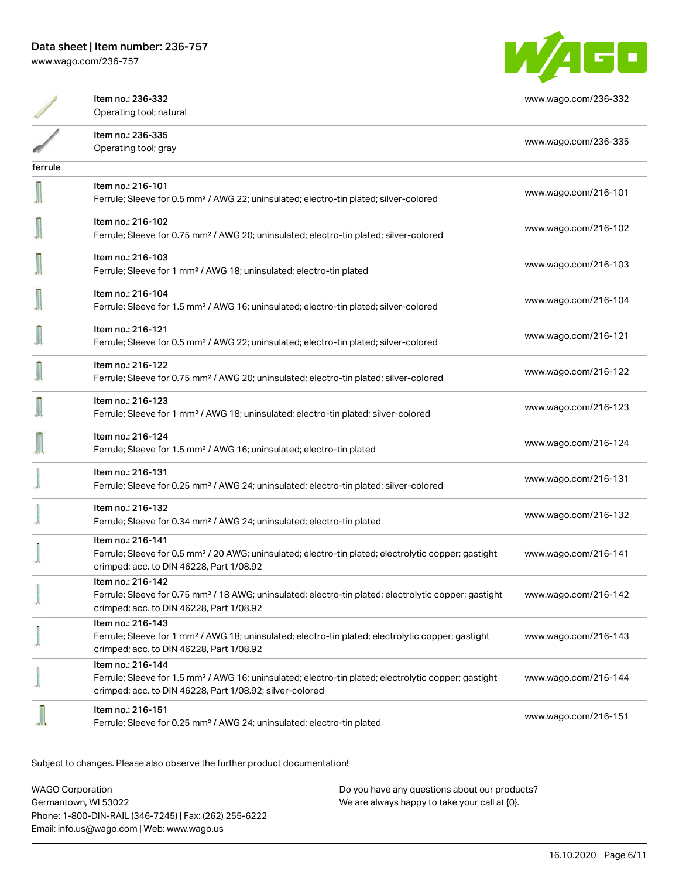| | | |
|---|---|---|
| | Item no.: 236-332<br>Operating tool; natural | www.wago.com/236-332 |
| | Item no.: 236-335<br>Operating tool; gray | www.wago.com/236-335 |
| ferrule | | |
| | Item no.: 216-101<br>Ferrule; Sleeve for 0.5 mm² / AWG 22; uninsulated; electro-tin plated; silver-colored | www.wago.com/216-101 |
| | Item no.: 216-102<br>Ferrule; Sleeve for 0.75 mm² / AWG 20; uninsulated; electro-tin plated; silver-colored | www.wago.com/216-102 |
| | Item no.: 216-103<br>Ferrule; Sleeve for 1 mm² / AWG 18; uninsulated; electro-tin plated | www.wago.com/216-103 |
| | Item no.: 216-104<br>Ferrule; Sleeve for 1.5 mm² / AWG 16; uninsulated; electro-tin plated; silver-colored | www.wago.com/216-104 |
| | Item no.: 216-121<br>Ferrule; Sleeve for 0.5 mm² / AWG 22; uninsulated; electro-tin plated; silver-colored | www.wago.com/216-121 |
| | Item no.: 216-122<br>Ferrule; Sleeve for 0.75 mm² / AWG 20; uninsulated; electro-tin plated; silver-colored | www.wago.com/216-122 |
| | Item no.: 216-123<br>Ferrule; Sleeve for 1 mm² / AWG 18; uninsulated; electro-tin plated; silver-colored | www.wago.com/216-123 |
| | Item no.: 216-124<br>Ferrule; Sleeve for 1.5 mm² / AWG 16; uninsulated; electro-tin plated | www.wago.com/216-124 |
| | Item no.: 216-131<br>Ferrule; Sleeve for 0.25 mm² / AWG 24; uninsulated; electro-tin plated; silver-colored | www.wago.com/216-131 |
| | Item no.: 216-132<br>Ferrule; Sleeve for 0.34 mm² / AWG 24; uninsulated; electro-tin plated | www.wago.com/216-132 |
| | Item no.: 216-141<br>Ferrule; Sleeve for 0.5 mm² / 20 AWG; uninsulated; electro-tin plated; electrolytic copper; gastight crimped; acc. to DIN 46228, Part 1/08.92 | www.wago.com/216-141 |
| | Item no.: 216-142<br>Ferrule; Sleeve for 0.75 mm² / 18 AWG; uninsulated; electro-tin plated; electrolytic copper; gastight crimped; acc. to DIN 46228, Part 1/08.92 | www.wago.com/216-142 |
| | Item no.: 216-143<br>Ferrule; Sleeve for 1 mm² / AWG 18; uninsulated; electro-tin plated; electrolytic copper; gastight crimped; acc. to DIN 46228, Part 1/08.92 | www.wago.com/216-143 |
| | Item no.: 216-144<br>Ferrule; Sleeve for 1.5 mm² / AWG 16; uninsulated; electro-tin plated; electrolytic copper; gastight crimped; acc. to DIN 46228, Part 1/08.92; silver-colored | www.wago.com/216-144 |
| | Item no.: 216-151<br>Ferrule; Sleeve for 0.25 mm² / AWG 24; uninsulated; electro-tin plated | www.wago.com/216-151 |

Subject to changes. Please also observe the further product documentation!

WAGO Corporation
Germantown, WI 53022
Phone: 1-800-DIN-RAIL (346-7245) | Fax: (262) 255-6222
Email: info.us@wago.com | Web: www.wago.us

Do you have any questions about our products?
We are always happy to take your call at {0}.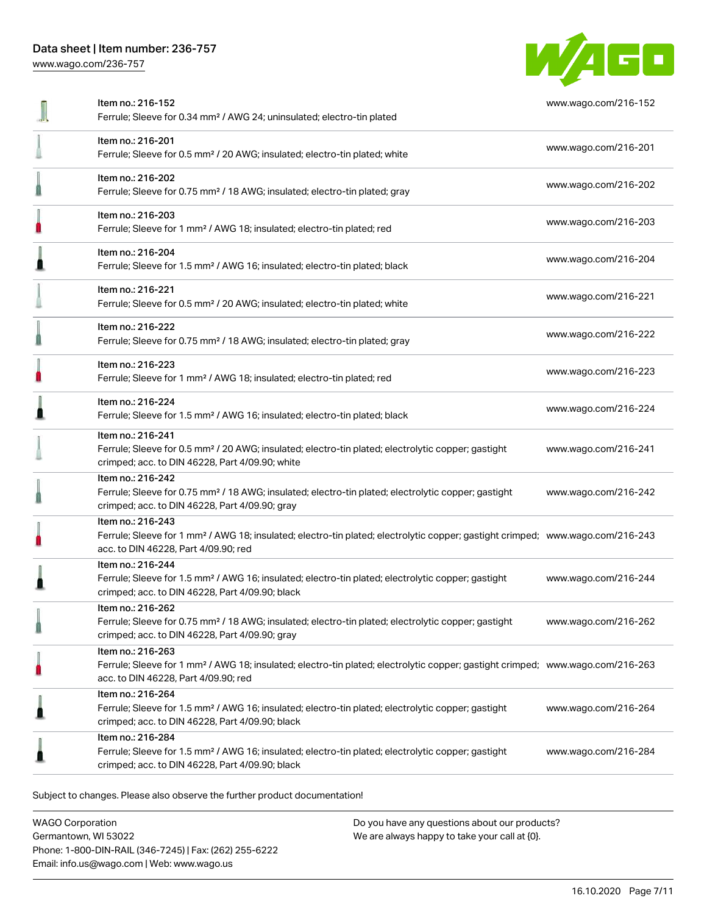| Item | Description | Link |
| --- | --- | --- |
| Item no.: 216-152 | Ferrule; Sleeve for 0.34 mm² / AWG 24; uninsulated; electro-tin plated | www.wago.com/216-152 |
| Item no.: 216-201 | Ferrule; Sleeve for 0.5 mm² / 20 AWG; insulated; electro-tin plated; white | www.wago.com/216-201 |
| Item no.: 216-202 | Ferrule; Sleeve for 0.75 mm² / 18 AWG; insulated; electro-tin plated; gray | www.wago.com/216-202 |
| Item no.: 216-203 | Ferrule; Sleeve for 1 mm² / AWG 18; insulated; electro-tin plated; red | www.wago.com/216-203 |
| Item no.: 216-204 | Ferrule; Sleeve for 1.5 mm² / AWG 16; insulated; electro-tin plated; black | www.wago.com/216-204 |
| Item no.: 216-221 | Ferrule; Sleeve for 0.5 mm² / 20 AWG; insulated; electro-tin plated; white | www.wago.com/216-221 |
| Item no.: 216-222 | Ferrule; Sleeve for 0.75 mm² / 18 AWG; insulated; electro-tin plated; gray | www.wago.com/216-222 |
| Item no.: 216-223 | Ferrule; Sleeve for 1 mm² / AWG 18; insulated; electro-tin plated; red | www.wago.com/216-223 |
| Item no.: 216-224 | Ferrule; Sleeve for 1.5 mm² / AWG 16; insulated; electro-tin plated; black | www.wago.com/216-224 |
| Item no.: 216-241 | Ferrule; Sleeve for 0.5 mm² / 20 AWG; insulated; electro-tin plated; electrolytic copper; gastight crimped; acc. to DIN 46228, Part 4/09.90; white | www.wago.com/216-241 |
| Item no.: 216-242 | Ferrule; Sleeve for 0.75 mm² / 18 AWG; insulated; electro-tin plated; electrolytic copper; gastight crimped; acc. to DIN 46228, Part 4/09.90; gray | www.wago.com/216-242 |
| Item no.: 216-243 | Ferrule; Sleeve for 1 mm² / AWG 18; insulated; electro-tin plated; electrolytic copper; gastight crimped; acc. to DIN 46228, Part 4/09.90; red | www.wago.com/216-243 |
| Item no.: 216-244 | Ferrule; Sleeve for 1.5 mm² / AWG 16; insulated; electro-tin plated; electrolytic copper; gastight crimped; acc. to DIN 46228, Part 4/09.90; black | www.wago.com/216-244 |
| Item no.: 216-262 | Ferrule; Sleeve for 0.75 mm² / 18 AWG; insulated; electro-tin plated; electrolytic copper; gastight crimped; acc. to DIN 46228, Part 4/09.90; gray | www.wago.com/216-262 |
| Item no.: 216-263 | Ferrule; Sleeve for 1 mm² / AWG 18; insulated; electro-tin plated; electrolytic copper; gastight crimped; acc. to DIN 46228, Part 4/09.90; red | www.wago.com/216-263 |
| Item no.: 216-264 | Ferrule; Sleeve for 1.5 mm² / AWG 16; insulated; electro-tin plated; electrolytic copper; gastight crimped; acc. to DIN 46228, Part 4/09.90; black | www.wago.com/216-264 |
| Item no.: 216-284 | Ferrule; Sleeve for 1.5 mm² / AWG 16; insulated; electro-tin plated; electrolytic copper; gastight crimped; acc. to DIN 46228, Part 4/09.90; black | www.wago.com/216-284 |

Subject to changes. Please also observe the further product documentation!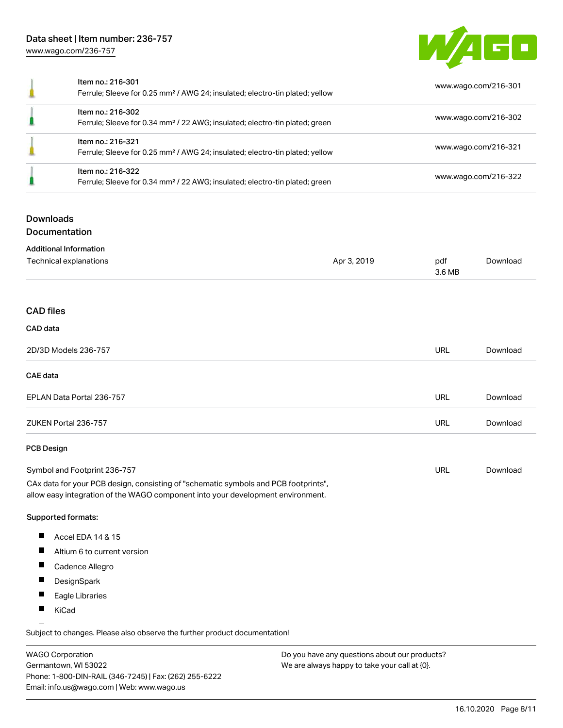| | | |
|---|---|---|
| | Item no.: 216-301<br>Ferrule; Sleeve for 0.25 mm² / AWG 24; insulated; electro-tin plated; yellow | www.wago.com/216-301 |
| | Item no.: 216-302<br>Ferrule; Sleeve for 0.34 mm² / 22 AWG; insulated; electro-tin plated; green | www.wago.com/216-302 |
| | Item no.: 216-321<br>Ferrule; Sleeve for 0.25 mm² / AWG 24; insulated; electro-tin plated; yellow | www.wago.com/216-321 |
| | Item no.: 216-322<br>Ferrule; Sleeve for 0.34 mm² / 22 AWG; insulated; electro-tin plated; green | www.wago.com/216-322 |

## Downloads

### Documentation

**Additional Information**

| | | | |
|---|---|---|---|
| Technical explanations | Apr 3, 2019 | pdf<br>3.6 MB | Download |

### CAD files

**CAD data**

| | | |
|---|---|---|
| 2D/3D Models 236-757 | URL | Download |

**CAE data**

| | | |
|---|---|---|
| EPLAN Data Portal 236-757 | URL | Download |
| ZUKEN Portal 236-757 | URL | Download |

**PCB Design**

| | | |
|---|---|---|
| Symbol and Footprint 236-757 | URL | Download |

CAx data for your PCB design, consisting of "schematic symbols and PCB footprints", allow easy integration of the WAGO component into your development environment.

Supported formats:

- Accel EDA 14 & 15
- Altium 6 to current version
- Cadence Allegro
- DesignSpark
- Eagle Libraries
- KiCad

Subject to changes. Please also observe the further product documentation!

WAGO Corporation
Germantown, WI 53022
Phone: 1-800-DIN-RAIL (346-7245) | Fax: (262) 255-6222
Email: info.us@wago.com | Web: www.wago.us

Do you have any questions about our products?
We are always happy to take your call at {0}.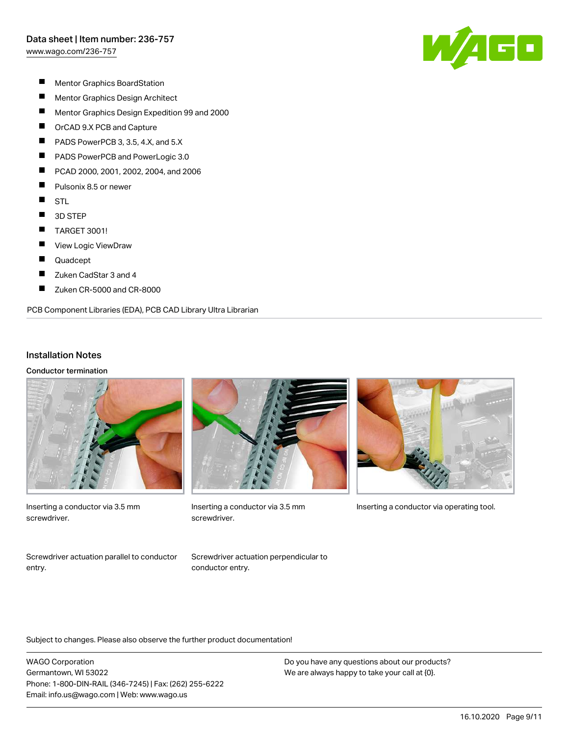- Mentor Graphics BoardStation
- Mentor Graphics Design Architect
- Mentor Graphics Design Expedition 99 and 2000
- OrCAD 9.X PCB and Capture
- PADS PowerPCB 3, 3.5, 4.X, and 5.X
- PADS PowerPCB and PowerLogic 3.0
- PCAD 2000, 2001, 2002, 2004, and 2006
- Pulsonix 8.5 or newer
- STL
- 3D STEP
- TARGET 3001!
- View Logic ViewDraw
- Quadcept
- Zuken CadStar 3 and 4
- Zuken CR-5000 and CR-8000

PCB Component Libraries (EDA), PCB CAD Library Ultra Librarian

## Installation Notes

### Conductor termination

Inserting a conductor via 3.5 mm screwdriver.

Inserting a conductor via 3.5 mm screwdriver.

Inserting a conductor via operating tool.

Screwdriver actuation parallel to conductor entry.

Screwdriver actuation perpendicular to conductor entry.

Subject to changes. Please also observe the further product documentation!

WAGO Corporation
Germantown, WI 53022
Phone: 1-800-DIN-RAIL (346-7245) | Fax: (262) 255-6222
Email: info.us@wago.com | Web: www.wago.us

Do you have any questions about our products?
We are always happy to take your call at {0}.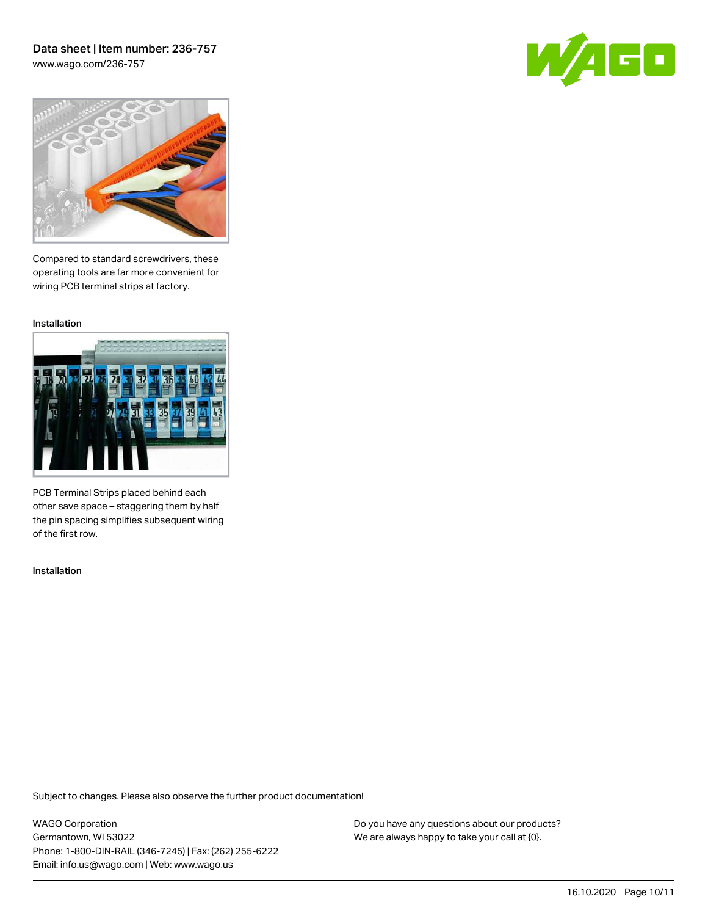Compared to standard screwdrivers, these operating tools are far more convenient for wiring PCB terminal strips at factory.

Installation

PCB Terminal Strips placed behind each other save space – staggering them by half the pin spacing simplifies subsequent wiring of the first row.

Installation

Subject to changes. Please also observe the further product documentation!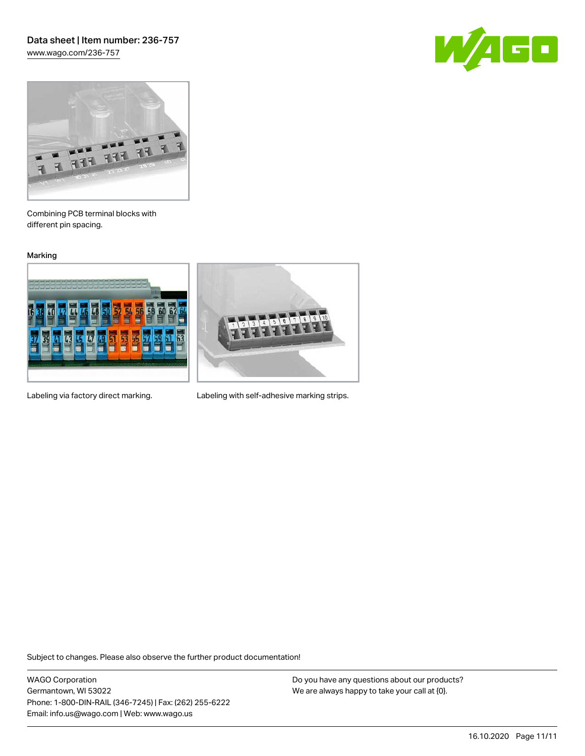Combining PCB terminal blocks with different pin spacing.

Marking

Labeling via factory direct marking.

Labeling with self-adhesive marking strips.

Subject to changes. Please also observe the further product documentation!

WAGO Corporation
Germantown, WI 53022
Phone: 1-800-DIN-RAIL (346-7245) | Fax: (262) 255-6222
Email: info.us@wago.com | Web: www.wago.us

Do you have any questions about our products?
We are always happy to take your call at {0}.